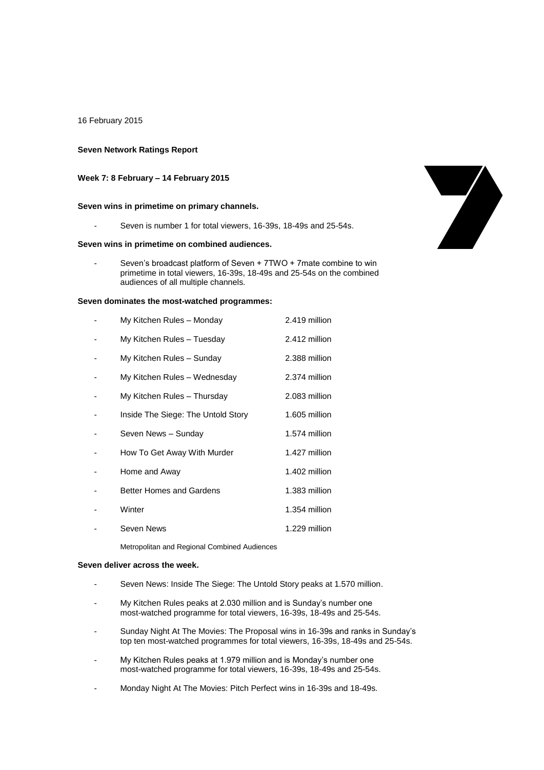16 February 2015

**Seven Network Ratings Report**

**Week 7: 8 February – 14 February 2015**

**Seven wins in primetime on primary channels.**

- Seven is number 1 for total viewers, 16-39s, 18-49s and 25-54s.

**Seven wins in primetime on combined audiences.**

- Seven's broadcast platform of Seven + 7TWO + 7mate combine to win primetime in total viewers, 16-39s, 18-49s and 25-54s on the combined audiences of all multiple channels.

**Seven dominates the most-watched programmes:**

| | |
|---|---|
| - My Kitchen Rules – Monday | 2.419 million |
| - My Kitchen Rules – Tuesday | 2.412 million |
| - My Kitchen Rules – Sunday | 2.388 million |
| - My Kitchen Rules – Wednesday | 2.374 million |
| - My Kitchen Rules – Thursday | 2.083 million |
| - Inside The Siege: The Untold Story | 1.605 million |
| - Seven News – Sunday | 1.574 million |
| - How To Get Away With Murder | 1.427 million |
| - Home and Away | 1.402 million |
| - Better Homes and Gardens | 1.383 million |
| - Winter | 1.354 million |
| - Seven News | 1.229 million |

Metropolitan and Regional Combined Audiences

**Seven deliver across the week.**

- Seven News: Inside The Siege: The Untold Story peaks at 1.570 million.
- My Kitchen Rules peaks at 2.030 million and is Sunday's number one most-watched programme for total viewers, 16-39s, 18-49s and 25-54s.
- Sunday Night At The Movies: The Proposal wins in 16-39s and ranks in Sunday's top ten most-watched programmes for total viewers, 16-39s, 18-49s and 25-54s.
- My Kitchen Rules peaks at 1.979 million and is Monday's number one most-watched programme for total viewers, 16-39s, 18-49s and 25-54s.
- Monday Night At The Movies: Pitch Perfect wins in 16-39s and 18-49s.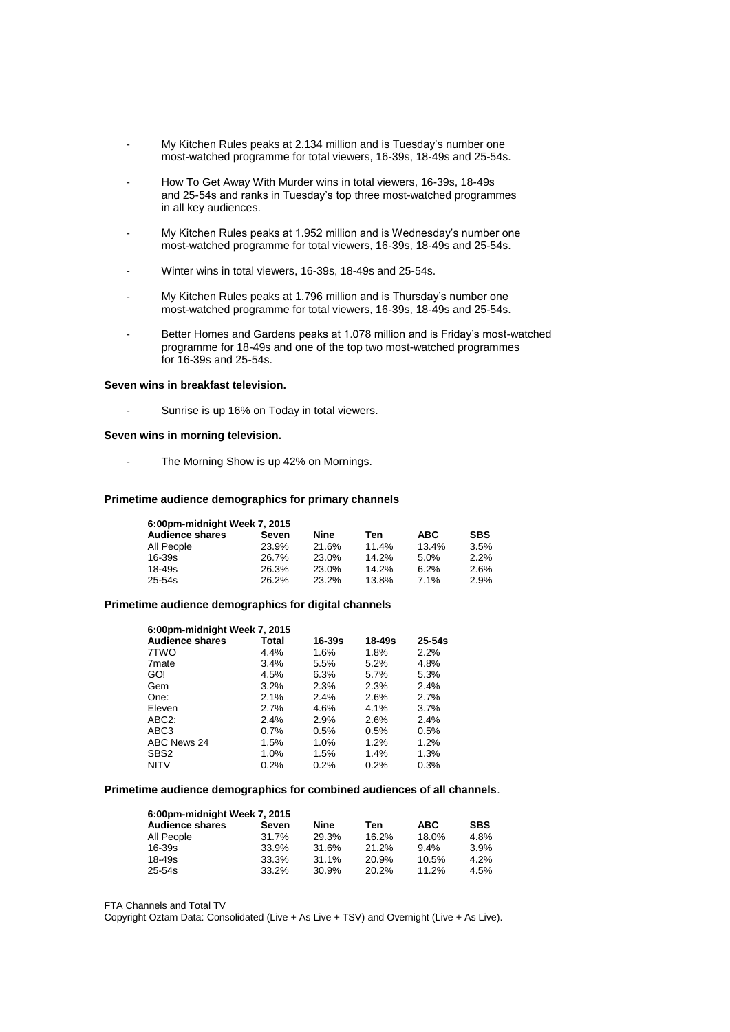- My Kitchen Rules peaks at 2.134 million and is Tuesday's number one most-watched programme for total viewers, 16-39s, 18-49s and 25-54s.

- How To Get Away With Murder wins in total viewers, 16-39s, 18-49s and 25-54s and ranks in Tuesday's top three most-watched programmes in all key audiences.

- My Kitchen Rules peaks at 1.952 million and is Wednesday's number one most-watched programme for total viewers, 16-39s, 18-49s and 25-54s.

- Winter wins in total viewers, 16-39s, 18-49s and 25-54s.

- My Kitchen Rules peaks at 1.796 million and is Thursday's number one most-watched programme for total viewers, 16-39s, 18-49s and 25-54s.

- Better Homes and Gardens peaks at 1.078 million and is Friday's most-watched programme for 18-49s and one of the top two most-watched programmes for 16-39s and 25-54s.

**Seven wins in breakfast television.**

- Sunrise is up 16% on Today in total viewers.

**Seven wins in morning television.**

- The Morning Show is up 42% on Mornings.

**Primetime audience demographics for primary channels**

| 6:00pm-midnight Week 7, 2015 | | | | | |
|---|---|---|---|---|---|
| **Audience shares** | **Seven** | **Nine** | **Ten** | **ABC** | **SBS** |
| All People | 23.9% | 21.6% | 11.4% | 13.4% | 3.5% |
| 16-39s | 26.7% | 23.0% | 14.2% | 5.0% | 2.2% |
| 18-49s | 26.3% | 23.0% | 14.2% | 6.2% | 2.6% |
| 25-54s | 26.2% | 23.2% | 13.8% | 7.1% | 2.9% |

**Primetime audience demographics for digital channels**

| 6:00pm-midnight Week 7, 2015 | | | | |
|---|---|---|---|---|
| **Audience shares** | **Total** | **16-39s** | **18-49s** | **25-54s** |
| 7TWO | 4.4% | 1.6% | 1.8% | 2.2% |
| 7mate | 3.4% | 5.5% | 5.2% | 4.8% |
| GO! | 4.5% | 6.3% | 5.7% | 5.3% |
| Gem | 3.2% | 2.3% | 2.3% | 2.4% |
| One: | 2.1% | 2.4% | 2.6% | 2.7% |
| Eleven | 2.7% | 4.6% | 4.1% | 3.7% |
| ABC2: | 2.4% | 2.9% | 2.6% | 2.4% |
| ABC3 | 0.7% | 0.5% | 0.5% | 0.5% |
| ABC News 24 | 1.5% | 1.0% | 1.2% | 1.2% |
| SBS2 | 1.0% | 1.5% | 1.4% | 1.3% |
| NITV | 0.2% | 0.2% | 0.2% | 0.3% |

**Primetime audience demographics for combined audiences of all channels**.

| 6:00pm-midnight Week 7, 2015 | | | | | |
|---|---|---|---|---|---|
| **Audience shares** | **Seven** | **Nine** | **Ten** | **ABC** | **SBS** |
| All People | 31.7% | 29.3% | 16.2% | 18.0% | 4.8% |
| 16-39s | 33.9% | 31.6% | 21.2% | 9.4% | 3.9% |
| 18-49s | 33.3% | 31.1% | 20.9% | 10.5% | 4.2% |
| 25-54s | 33.2% | 30.9% | 20.2% | 11.2% | 4.5% |

FTA Channels and Total TV
Copyright Oztam Data: Consolidated (Live + As Live + TSV) and Overnight (Live + As Live).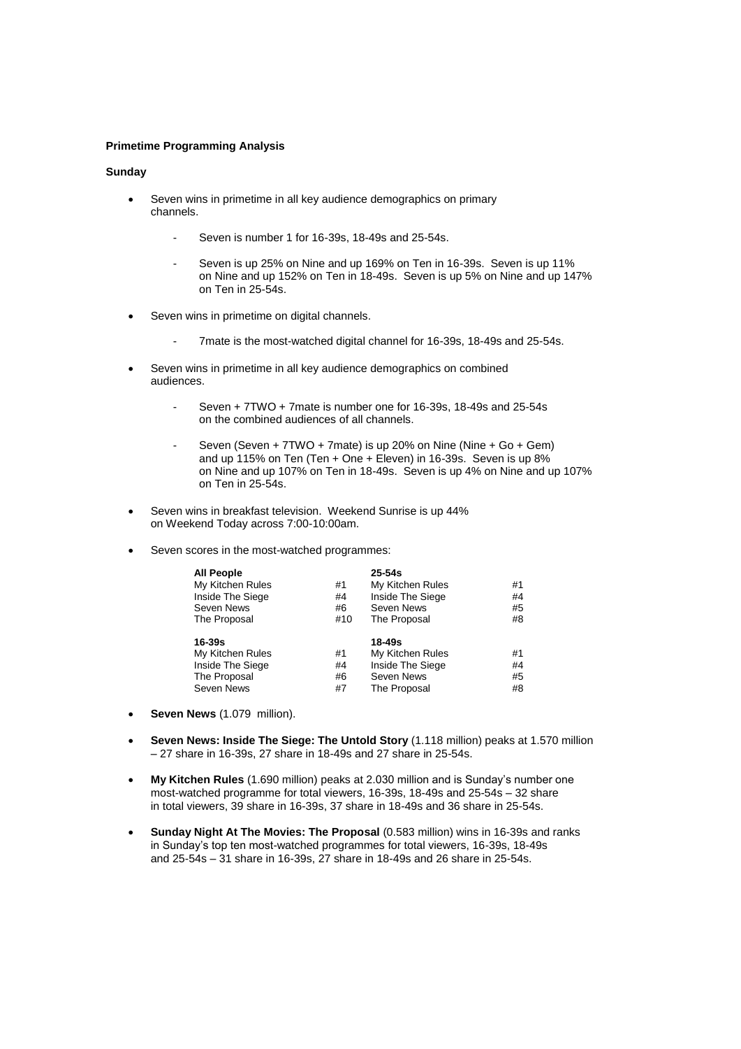**Primetime Programming Analysis**

**Sunday**

- Seven wins in primetime in all key audience demographics on primary channels.
  - Seven is number 1 for 16-39s, 18-49s and 25-54s.
  - Seven is up 25% on Nine and up 169% on Ten in 16-39s. Seven is up 11% on Nine and up 152% on Ten in 18-49s. Seven is up 5% on Nine and up 147% on Ten in 25-54s.
- Seven wins in primetime on digital channels.
  - 7mate is the most-watched digital channel for 16-39s, 18-49s and 25-54s.
- Seven wins in primetime in all key audience demographics on combined audiences.
  - Seven + 7TWO + 7mate is number one for 16-39s, 18-49s and 25-54s on the combined audiences of all channels.
  - Seven (Seven + 7TWO + 7mate) is up 20% on Nine (Nine + Go + Gem) and up 115% on Ten (Ten + One + Eleven) in 16-39s. Seven is up 8% on Nine and up 107% on Ten in 18-49s. Seven is up 4% on Nine and up 107% on Ten in 25-54s.
- Seven wins in breakfast television. Weekend Sunrise is up 44% on Weekend Today across 7:00-10:00am.
- Seven scores in the most-watched programmes:

| **All People** | | **25-54s** | |
|---|---|---|---|
| My Kitchen Rules | #1 | My Kitchen Rules | #1 |
| Inside The Siege | #4 | Inside The Siege | #4 |
| Seven News | #6 | Seven News | #5 |
| The Proposal | #10 | The Proposal | #8 |
| **16-39s** | | **18-49s** | |
| My Kitchen Rules | #1 | My Kitchen Rules | #1 |
| Inside The Siege | #4 | Inside The Siege | #4 |
| The Proposal | #6 | Seven News | #5 |
| Seven News | #7 | The Proposal | #8 |

- **Seven News** (1.079 million).
- **Seven News: Inside The Siege: The Untold Story** (1.118 million) peaks at 1.570 million – 27 share in 16-39s, 27 share in 18-49s and 27 share in 25-54s.
- **My Kitchen Rules** (1.690 million) peaks at 2.030 million and is Sunday's number one most-watched programme for total viewers, 16-39s, 18-49s and 25-54s – 32 share in total viewers, 39 share in 16-39s, 37 share in 18-49s and 36 share in 25-54s.
- **Sunday Night At The Movies: The Proposal** (0.583 million) wins in 16-39s and ranks in Sunday's top ten most-watched programmes for total viewers, 16-39s, 18-49s and 25-54s – 31 share in 16-39s, 27 share in 18-49s and 26 share in 25-54s.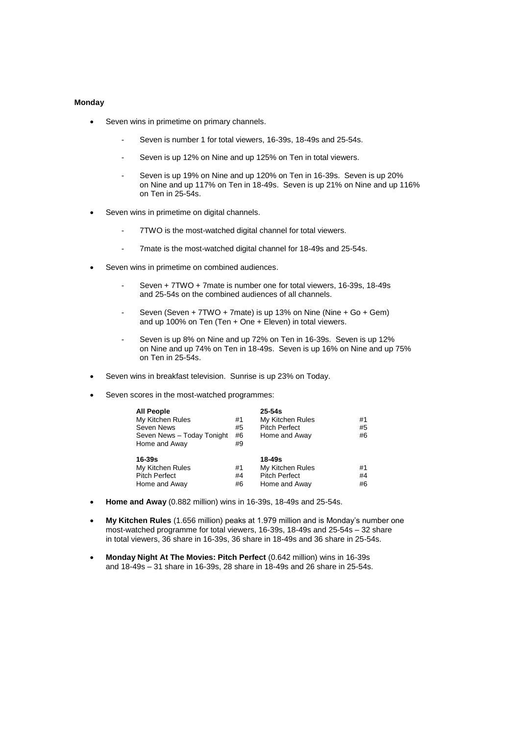**Monday**

- Seven wins in primetime on primary channels.
  - Seven is number 1 for total viewers, 16-39s, 18-49s and 25-54s.
  - Seven is up 12% on Nine and up 125% on Ten in total viewers.
  - Seven is up 19% on Nine and up 120% on Ten in 16-39s. Seven is up 20% on Nine and up 117% on Ten in 18-49s. Seven is up 21% on Nine and up 116% on Ten in 25-54s.
- Seven wins in primetime on digital channels.
  - 7TWO is the most-watched digital channel for total viewers.
  - 7mate is the most-watched digital channel for 18-49s and 25-54s.
- Seven wins in primetime on combined audiences.
  - Seven + 7TWO + 7mate is number one for total viewers, 16-39s, 18-49s and 25-54s on the combined audiences of all channels.
  - Seven (Seven + 7TWO + 7mate) is up 13% on Nine (Nine + Go + Gem) and up 100% on Ten (Ten + One + Eleven) in total viewers.
  - Seven is up 8% on Nine and up 72% on Ten in 16-39s. Seven is up 12% on Nine and up 74% on Ten in 18-49s. Seven is up 16% on Nine and up 75% on Ten in 25-54s.
- Seven wins in breakfast television. Sunrise is up 23% on Today.
- Seven scores in the most-watched programmes:

| **All People** | | **25-54s** | |
|---|---|---|---|
| My Kitchen Rules | #1 | My Kitchen Rules | #1 |
| Seven News | #5 | Pitch Perfect | #5 |
| Seven News – Today Tonight | #6 | Home and Away | #6 |
| Home and Away | #9 | | |
| **16-39s** | | **18-49s** | |
| My Kitchen Rules | #1 | My Kitchen Rules | #1 |
| Pitch Perfect | #4 | Pitch Perfect | #4 |
| Home and Away | #6 | Home and Away | #6 |

- **Home and Away** (0.882 million) wins in 16-39s, 18-49s and 25-54s.
- **My Kitchen Rules** (1.656 million) peaks at 1.979 million and is Monday's number one most-watched programme for total viewers, 16-39s, 18-49s and 25-54s – 32 share in total viewers, 36 share in 16-39s, 36 share in 18-49s and 36 share in 25-54s.
- **Monday Night At The Movies: Pitch Perfect** (0.642 million) wins in 16-39s and 18-49s – 31 share in 16-39s, 28 share in 18-49s and 26 share in 25-54s.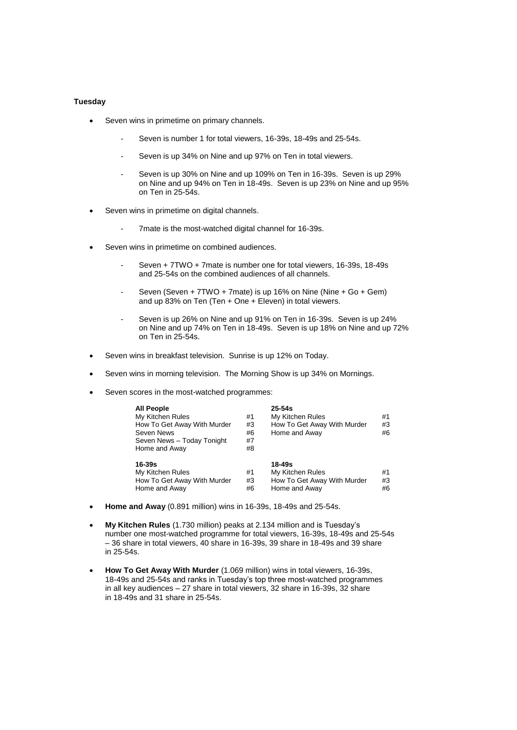**Tuesday**

- Seven wins in primetime on primary channels.
  - Seven is number 1 for total viewers, 16-39s, 18-49s and 25-54s.
  - Seven is up 34% on Nine and up 97% on Ten in total viewers.
  - Seven is up 30% on Nine and up 109% on Ten in 16-39s. Seven is up 29% on Nine and up 94% on Ten in 18-49s. Seven is up 23% on Nine and up 95% on Ten in 25-54s.
- Seven wins in primetime on digital channels.
  - 7mate is the most-watched digital channel for 16-39s.
- Seven wins in primetime on combined audiences.
  - Seven + 7TWO + 7mate is number one for total viewers, 16-39s, 18-49s and 25-54s on the combined audiences of all channels.
  - Seven (Seven + 7TWO + 7mate) is up 16% on Nine (Nine + Go + Gem) and up 83% on Ten (Ten + One + Eleven) in total viewers.
  - Seven is up 26% on Nine and up 91% on Ten in 16-39s. Seven is up 24% on Nine and up 74% on Ten in 18-49s. Seven is up 18% on Nine and up 72% on Ten in 25-54s.
- Seven wins in breakfast television. Sunrise is up 12% on Today.
- Seven wins in morning television. The Morning Show is up 34% on Mornings.
- Seven scores in the most-watched programmes:

| **All People** | | **25-54s** | |
|---|---|---|---|
| My Kitchen Rules | #1 | My Kitchen Rules | #1 |
| How To Get Away With Murder | #3 | How To Get Away With Murder | #3 |
| Seven News | #6 | Home and Away | #6 |
| Seven News – Today Tonight | #7 | | |
| Home and Away | #8 | | |
| **16-39s** | | **18-49s** | |
| My Kitchen Rules | #1 | My Kitchen Rules | #1 |
| How To Get Away With Murder | #3 | How To Get Away With Murder | #3 |
| Home and Away | #6 | Home and Away | #6 |

- **Home and Away** (0.891 million) wins in 16-39s, 18-49s and 25-54s.
- **My Kitchen Rules** (1.730 million) peaks at 2.134 million and is Tuesday's number one most-watched programme for total viewers, 16-39s, 18-49s and 25-54s – 36 share in total viewers, 40 share in 16-39s, 39 share in 18-49s and 39 share in 25-54s.
- **How To Get Away With Murder** (1.069 million) wins in total viewers, 16-39s, 18-49s and 25-54s and ranks in Tuesday's top three most-watched programmes in all key audiences – 27 share in total viewers, 32 share in 16-39s, 32 share in 18-49s and 31 share in 25-54s.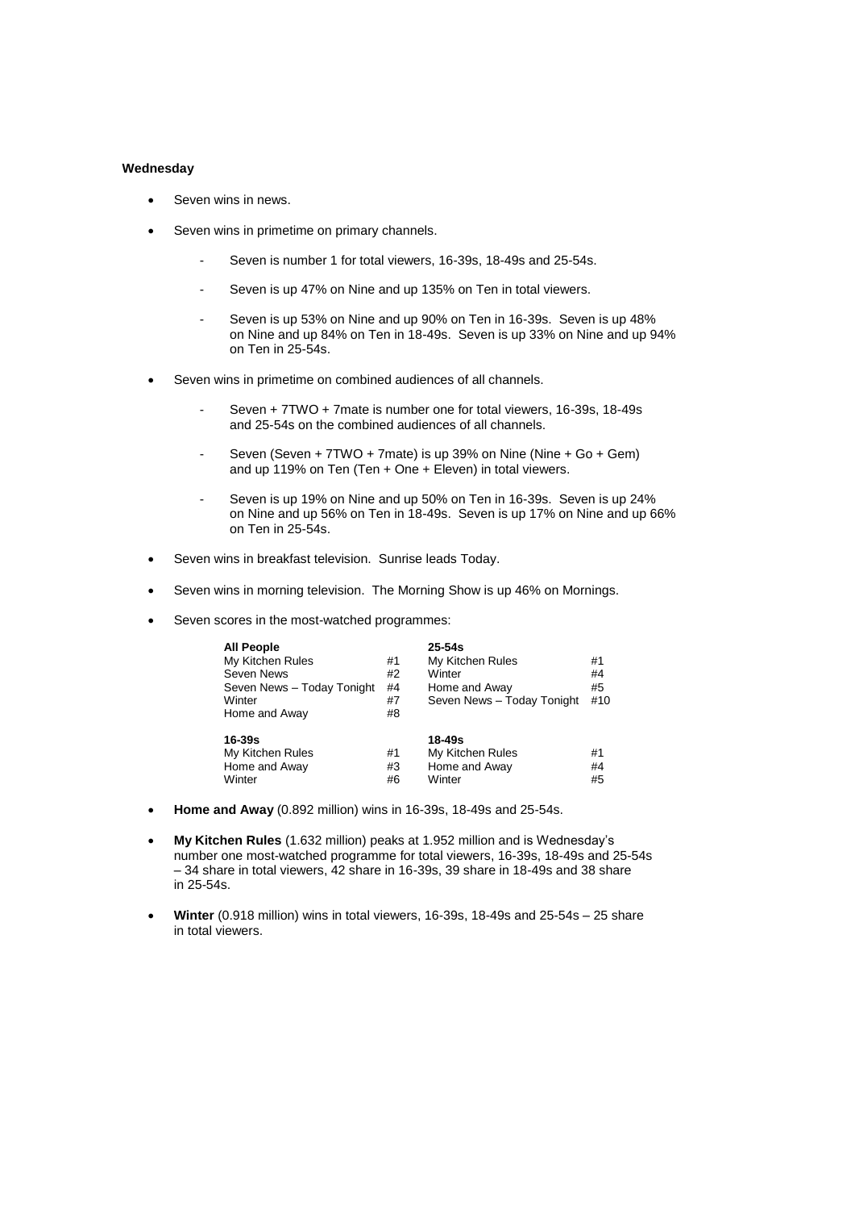**Wednesday**

- Seven wins in news.
- Seven wins in primetime on primary channels.
    - Seven is number 1 for total viewers, 16-39s, 18-49s and 25-54s.
    - Seven is up 47% on Nine and up 135% on Ten in total viewers.
    - Seven is up 53% on Nine and up 90% on Ten in 16-39s. Seven is up 48% on Nine and up 84% on Ten in 18-49s. Seven is up 33% on Nine and up 94% on Ten in 25-54s.
- Seven wins in primetime on combined audiences of all channels.
    - Seven + 7TWO + 7mate is number one for total viewers, 16-39s, 18-49s and 25-54s on the combined audiences of all channels.
    - Seven (Seven + 7TWO + 7mate) is up 39% on Nine (Nine + Go + Gem) and up 119% on Ten (Ten + One + Eleven) in total viewers.
    - Seven is up 19% on Nine and up 50% on Ten in 16-39s. Seven is up 24% on Nine and up 56% on Ten in 18-49s. Seven is up 17% on Nine and up 66% on Ten in 25-54s.
- Seven wins in breakfast television. Sunrise leads Today.
- Seven wins in morning television. The Morning Show is up 46% on Mornings.
- Seven scores in the most-watched programmes:

| **All People** | | **25-54s** | |
|---|---|---|---|
| My Kitchen Rules | #1 | My Kitchen Rules | #1 |
| Seven News | #2 | Winter | #4 |
| Seven News – Today Tonight | #4 | Home and Away | #5 |
| Winter | #7 | Seven News – Today Tonight | #10 |
| Home and Away | #8 | | |
| **16-39s** | | **18-49s** | |
| My Kitchen Rules | #1 | My Kitchen Rules | #1 |
| Home and Away | #3 | Home and Away | #4 |
| Winter | #6 | Winter | #5 |

- **Home and Away** (0.892 million) wins in 16-39s, 18-49s and 25-54s.
- **My Kitchen Rules** (1.632 million) peaks at 1.952 million and is Wednesday's number one most-watched programme for total viewers, 16-39s, 18-49s and 25-54s – 34 share in total viewers, 42 share in 16-39s, 39 share in 18-49s and 38 share in 25-54s.
- **Winter** (0.918 million) wins in total viewers, 16-39s, 18-49s and 25-54s – 25 share in total viewers.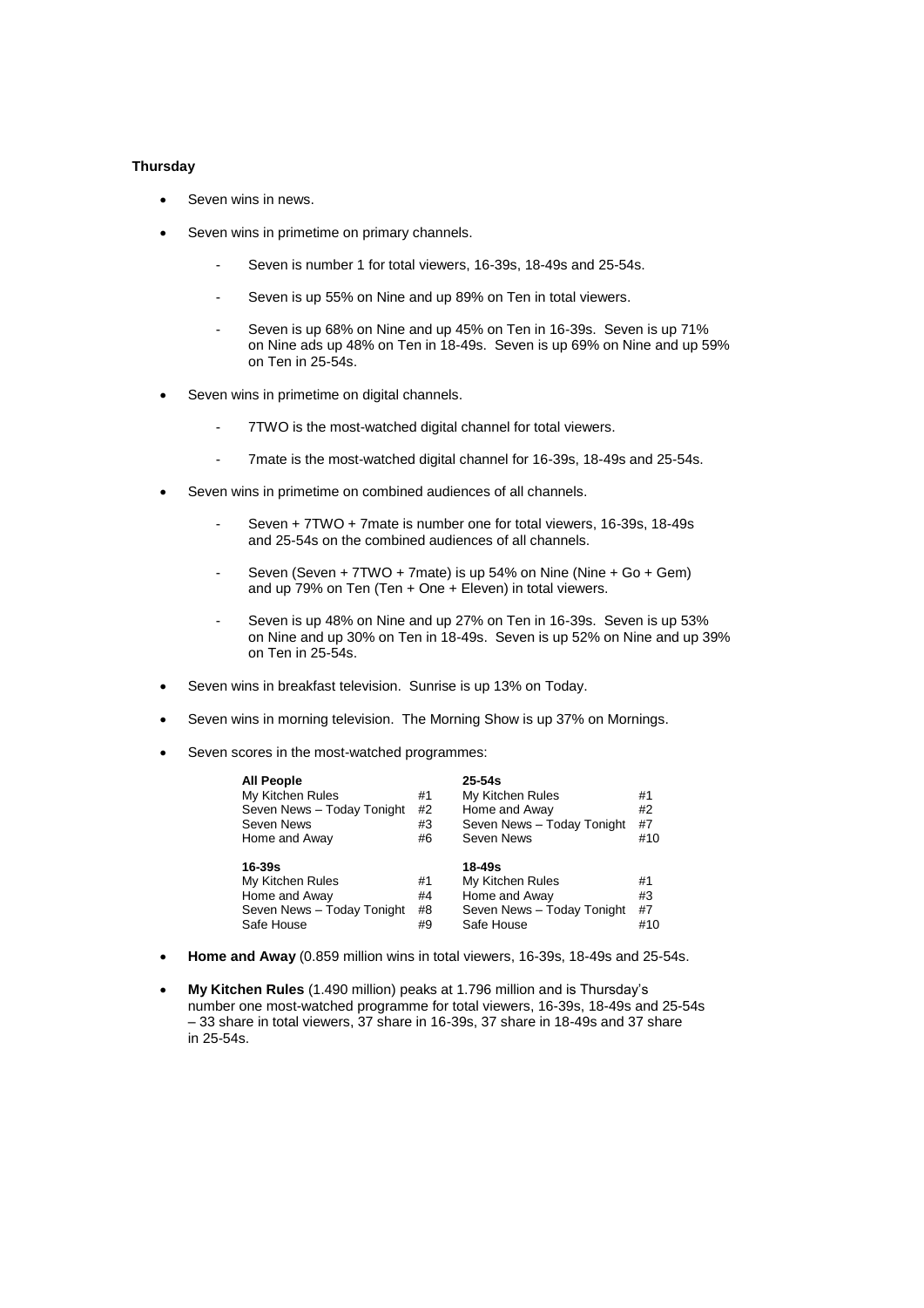**Thursday**

- Seven wins in news.
- Seven wins in primetime on primary channels.
    - Seven is number 1 for total viewers, 16-39s, 18-49s and 25-54s.
    - Seven is up 55% on Nine and up 89% on Ten in total viewers.
    - Seven is up 68% on Nine and up 45% on Ten in 16-39s. Seven is up 71% on Nine ads up 48% on Ten in 18-49s. Seven is up 69% on Nine and up 59% on Ten in 25-54s.
- Seven wins in primetime on digital channels.
    - 7TWO is the most-watched digital channel for total viewers.
    - 7mate is the most-watched digital channel for 16-39s, 18-49s and 25-54s.
- Seven wins in primetime on combined audiences of all channels.
    - Seven + 7TWO + 7mate is number one for total viewers, 16-39s, 18-49s and 25-54s on the combined audiences of all channels.
    - Seven (Seven + 7TWO + 7mate) is up 54% on Nine (Nine + Go + Gem) and up 79% on Ten (Ten + One + Eleven) in total viewers.
    - Seven is up 48% on Nine and up 27% on Ten in 16-39s. Seven is up 53% on Nine and up 30% on Ten in 18-49s. Seven is up 52% on Nine and up 39% on Ten in 25-54s.
- Seven wins in breakfast television. Sunrise is up 13% on Today.
- Seven wins in morning television. The Morning Show is up 37% on Mornings.
- Seven scores in the most-watched programmes:

| **All People** | | **25-54s** | |
|---|---|---|---|
| My Kitchen Rules | #1 | My Kitchen Rules | #1 |
| Seven News – Today Tonight | #2 | Home and Away | #2 |
| Seven News | #3 | Seven News – Today Tonight | #7 |
| Home and Away | #6 | Seven News | #10 |
| **16-39s** | | **18-49s** | |
| My Kitchen Rules | #1 | My Kitchen Rules | #1 |
| Home and Away | #4 | Home and Away | #3 |
| Seven News – Today Tonight | #8 | Seven News – Today Tonight | #7 |
| Safe House | #9 | Safe House | #10 |

- **Home and Away** (0.859 million wins in total viewers, 16-39s, 18-49s and 25-54s.
- **My Kitchen Rules** (1.490 million) peaks at 1.796 million and is Thursday's number one most-watched programme for total viewers, 16-39s, 18-49s and 25-54s – 33 share in total viewers, 37 share in 16-39s, 37 share in 18-49s and 37 share in 25-54s.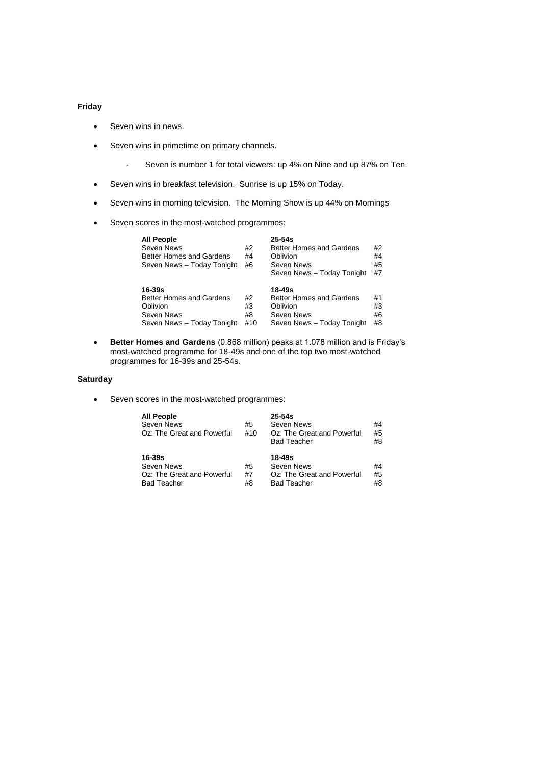**Friday**

- Seven wins in news.
- Seven wins in primetime on primary channels.
  - Seven is number 1 for total viewers: up 4% on Nine and up 87% on Ten.
- Seven wins in breakfast television. Sunrise is up 15% on Today.
- Seven wins in morning television. The Morning Show is up 44% on Mornings
- Seven scores in the most-watched programmes:

| All People | | 25-54s | |
|---|---|---|---|
| Seven News | #2 | Better Homes and Gardens | #2 |
| Better Homes and Gardens | #4 | Oblivion | #4 |
| Seven News – Today Tonight | #6 | Seven News | #5 |
| | | Seven News – Today Tonight | #7 |

| 16-39s | | 18-49s | |
|---|---|---|---|
| Better Homes and Gardens | #2 | Better Homes and Gardens | #1 |
| Oblivion | #3 | Oblivion | #3 |
| Seven News | #8 | Seven News | #6 |
| Seven News – Today Tonight | #10 | Seven News – Today Tonight | #8 |

- **Better Homes and Gardens** (0.868 million) peaks at 1.078 million and is Friday's most-watched programme for 18-49s and one of the top two most-watched programmes for 16-39s and 25-54s.

**Saturday**

- Seven scores in the most-watched programmes:

| All People | | 25-54s | |
|---|---|---|---|
| Seven News | #5 | Seven News | #4 |
| Oz: The Great and Powerful | #10 | Oz: The Great and Powerful | #5 |
| | | Bad Teacher | #8 |

| 16-39s | | 18-49s | |
|---|---|---|---|
| Seven News | #5 | Seven News | #4 |
| Oz: The Great and Powerful | #7 | Oz: The Great and Powerful | #5 |
| Bad Teacher | #8 | Bad Teacher | #8 |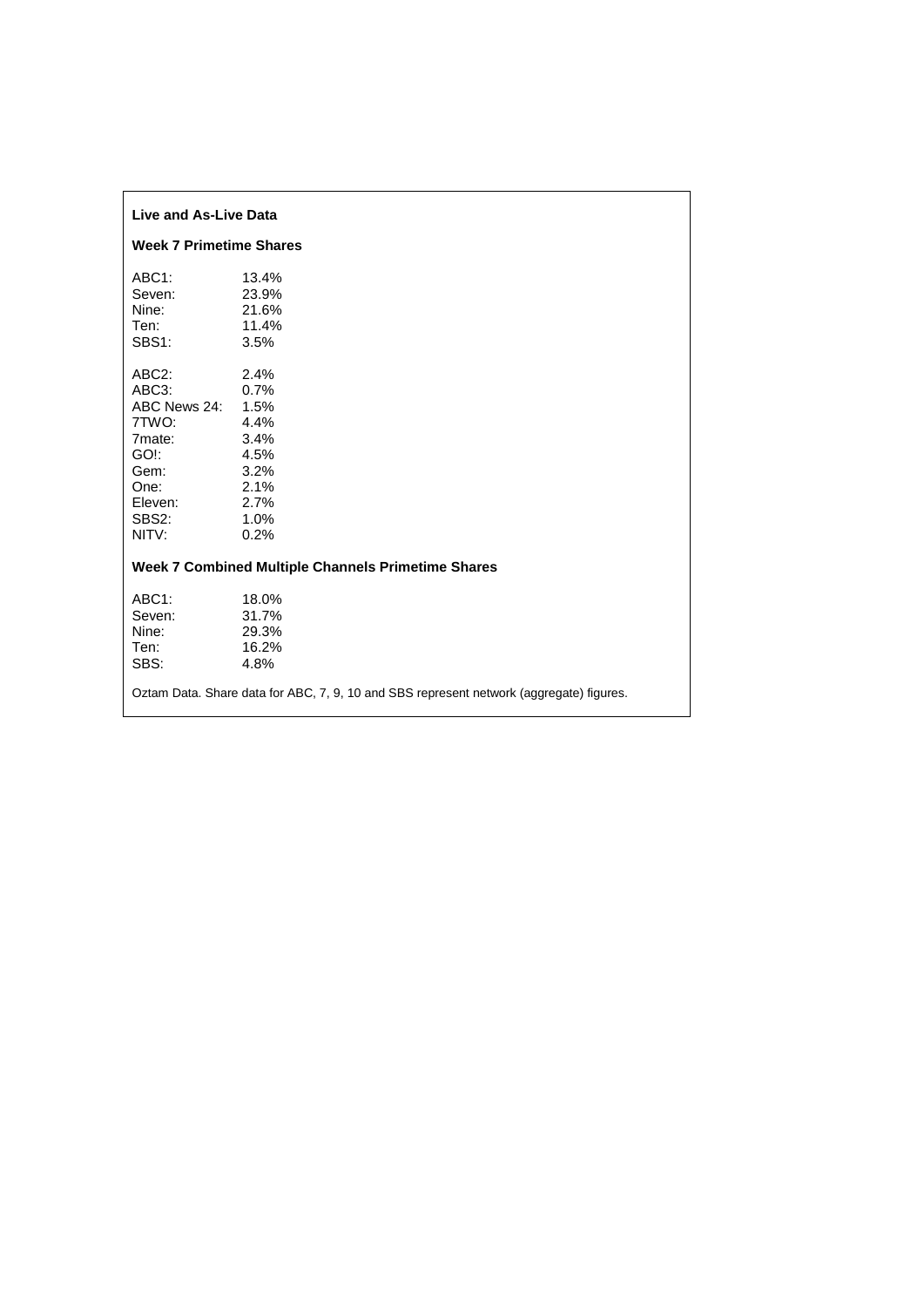**Live and As-Live Data**

**Week 7 Primetime Shares**

| | |
|---|---|
| ABC1: | 13.4% |
| Seven: | 23.9% |
| Nine: | 21.6% |
| Ten: | 11.4% |
| SBS1: | 3.5% |

| | |
|---|---|
| ABC2: | 2.4% |
| ABC3: | 0.7% |
| ABC News 24: | 1.5% |
| 7TWO: | 4.4% |
| 7mate: | 3.4% |
| GO!: | 4.5% |
| Gem: | 3.2% |
| One: | 2.1% |
| Eleven: | 2.7% |
| SBS2: | 1.0% |
| NITV: | 0.2% |

**Week 7 Combined Multiple Channels Primetime Shares**

| | |
|---|---|
| ABC1: | 18.0% |
| Seven: | 31.7% |
| Nine: | 29.3% |
| Ten: | 16.2% |
| SBS: | 4.8% |

Oztam Data. Share data for ABC, 7, 9, 10 and SBS represent network (aggregate) figures.